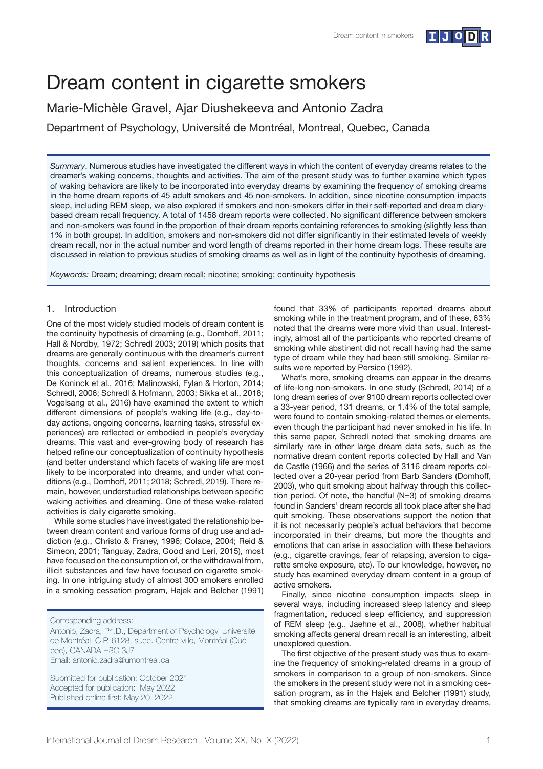# Dream content in cigarette smokers

Marie-Michèle Gravel, Ajar Diushekeeva and Antonio Zadra

Department of Psychology, Université de Montréal, Montreal, Quebec, Canada

*Summary*. Numerous studies have investigated the different ways in which the content of everyday dreams relates to the dreamer's waking concerns, thoughts and activities. The aim of the present study was to further examine which types of waking behaviors are likely to be incorporated into everyday dreams by examining the frequency of smoking dreams in the home dream reports of 45 adult smokers and 45 non-smokers. In addition, since nicotine consumption impacts sleep, including REM sleep, we also explored if smokers and non-smokers differ in their self-reported and dream diary-based dream recall frequency. A total of 1458 dream reports were collected. No significant difference between smokers and non-smokers was found in the proportion of their dream reports containing references to smoking (slightly less than 1% in both groups). In addition, smokers and non-smokers did not differ significantly in their estimated levels of weekly dream recall, nor in the actual number and word length of dreams reported in their home dream logs. These results are discussed in relation to previous studies of smoking dreams as well as in light of the continuity hypothesis of dreaming.

*Keywords:* Dream; dreaming; dream recall; nicotine; smoking; continuity hypothesis

## 1. Introduction

One of the most widely studied models of dream content is the continuity hypothesis of dreaming (e.g., Domhoff, 2011; Hall & Nordby, 1972; Schredl 2003; 2019) which posits that dreams are generally continuous with the dreamer's current thoughts, concerns and salient experiences. In line with this conceptualization of dreams, numerous studies (e.g., De Koninck et al., 2016; Malinowski, Fylan & Horton, 2014; Schredl, 2006; Schredl & Hofmann, 2003; Sikka et al., 2018; Vogelsang et al., 2016) have examined the extent to which different dimensions of people's waking life (e.g., day-to-day actions, ongoing concerns, learning tasks, stressful experiences) are reflected or embodied in people's everyday dreams. This vast and ever-growing body of research has helped refine our conceptualization of continuity hypothesis (and better understand which facets of waking life are most likely to be incorporated into dreams, and under what conditions (e.g., Domhoff, 2011; 2018; Schredl, 2019). There remain, however, understudied relationships between specific waking activities and dreaming. One of these wake-related activities is daily cigarette smoking.

While some studies have investigated the relationship between dream content and various forms of drug use and addiction (e.g., Christo & Franey, 1996; Colace, 2004; Reid & Simeon, 2001; Tanguay, Zadra, Good and Leri, 2015), most have focused on the consumption of, or the withdrawal from, illicit substances and few have focused on cigarette smoking. In one intriguing study of almost 300 smokers enrolled in a smoking cessation program, Hajek and Belcher (1991) found that 33% of participants reported dreams about smoking while in the treatment program, and of these, 63% noted that the dreams were more vivid than usual. Interestingly, almost all of the participants who reported dreams of smoking while abstinent did not recall having had the same type of dream while they had been still smoking. Similar results were reported by Persico (1992).

What's more, smoking dreams can appear in the dreams of life-long non-smokers. In one study (Schredl, 2014) of a long dream series of over 9100 dream reports collected over a 33-year period, 131 dreams, or 1.4% of the total sample, were found to contain smoking-related themes or elements, even though the participant had never smoked in his life. In this same paper, Schredl noted that smoking dreams are similarly rare in other large dream data sets, such as the normative dream content reports collected by Hall and Van de Castle (1966) and the series of 3116 dream reports collected over a 20-year period from Barb Sanders (Domhoff, 2003), who quit smoking about halfway through this collection period. Of note, the handful (N=3) of smoking dreams found in Sanders' dream records all took place after she had quit smoking. These observations support the notion that it is not necessarily people's actual behaviors that become incorporated in their dreams, but more the thoughts and emotions that can arise in association with these behaviors (e.g., cigarette cravings, fear of relapsing, aversion to cigarette smoke exposure, etc). To our knowledge, however, no study has examined everyday dream content in a group of active smokers.

Finally, since nicotine consumption impacts sleep in several ways, including increased sleep latency and sleep fragmentation, reduced sleep efficiency, and suppression of REM sleep (e.g., Jaehne et al., 2008), whether habitual smoking affects general dream recall is an interesting, albeit unexplored question.

The first objective of the present study was thus to examine the frequency of smoking-related dreams in a group of smokers in comparison to a group of non-smokers. Since the smokers in the present study were not in a smoking cessation program, as in the Hajek and Belcher (1991) study, that smoking dreams are typically rare in everyday dreams,

Corresponding address:
Antonio, Zadra, Ph.D., Department of Psychology, Université de Montréal, C.P. 6128, succ. Centre-ville, Montréal (Québec), CANADA H3C 3J7
Email: antonio.zadra@umontreal.ca

Submitted for publication: October 2021
Accepted for publication: May 2022
Published online first: May 20, 2022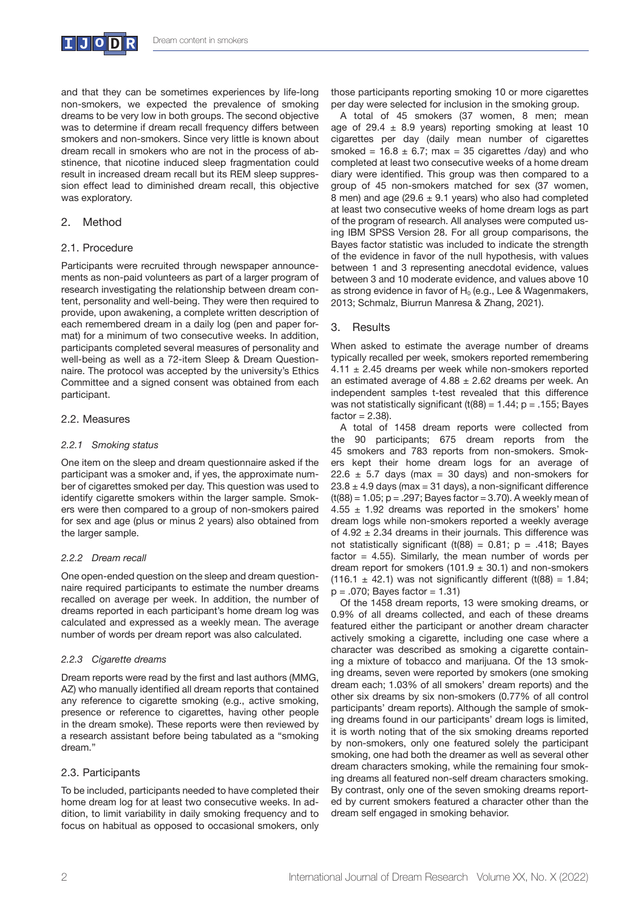and that they can be sometimes experiences by life-long non-smokers, we expected the prevalence of smoking dreams to be very low in both groups. The second objective was to determine if dream recall frequency differs between smokers and non-smokers. Since very little is known about dream recall in smokers who are not in the process of abstinence, that nicotine induced sleep fragmentation could result in increased dream recall but its REM sleep suppression effect lead to diminished dream recall, this objective was exploratory.

## 2. Method

### 2.1. Procedure

Participants were recruited through newspaper announcements as non-paid volunteers as part of a larger program of research investigating the relationship between dream content, personality and well-being. They were then required to provide, upon awakening, a complete written description of each remembered dream in a daily log (pen and paper format) for a minimum of two consecutive weeks. In addition, participants completed several measures of personality and well-being as well as a 72-item Sleep & Dream Questionnaire. The protocol was accepted by the university's Ethics Committee and a signed consent was obtained from each participant.

### 2.2. Measures

#### *2.2.1 Smoking status*

One item on the sleep and dream questionnaire asked if the participant was a smoker and, if yes, the approximate number of cigarettes smoked per day. This question was used to identify cigarette smokers within the larger sample. Smokers were then compared to a group of non-smokers paired for sex and age (plus or minus 2 years) also obtained from the larger sample.

#### *2.2.2 Dream recall*

One open-ended question on the sleep and dream questionnaire required participants to estimate the number dreams recalled on average per week. In addition, the number of dreams reported in each participant's home dream log was calculated and expressed as a weekly mean. The average number of words per dream report was also calculated.

#### *2.2.3 Cigarette dreams*

Dream reports were read by the first and last authors (MMG, AZ) who manually identified all dream reports that contained any reference to cigarette smoking (e.g., active smoking, presence or reference to cigarettes, having other people in the dream smoke). These reports were then reviewed by a research assistant before being tabulated as a "smoking dream."

### 2.3. Participants

To be included, participants needed to have completed their home dream log for at least two consecutive weeks. In addition, to limit variability in daily smoking frequency and to focus on habitual as opposed to occasional smokers, only those participants reporting smoking 10 or more cigarettes per day were selected for inclusion in the smoking group.

A total of 45 smokers (37 women, 8 men; mean age of $29.4 \pm 8.9$ years) reporting smoking at least 10 cigarettes per day (daily mean number of cigarettes smoked = $16.8 \pm 6.7$; max = 35 cigarettes /day) and who completed at least two consecutive weeks of a home dream diary were identified. This group was then compared to a group of 45 non-smokers matched for sex (37 women, 8 men) and age ($29.6 \pm 9.1$ years) who also had completed at least two consecutive weeks of home dream logs as part of the program of research. All analyses were computed using IBM SPSS Version 28. For all group comparisons, the Bayes factor statistic was included to indicate the strength of the evidence in favor of the null hypothesis, with values between 1 and 3 representing anecdotal evidence, values between 3 and 10 moderate evidence, and values above 10 as strong evidence in favor of $H_0$ (e.g., Lee & Wagenmakers, 2013; Schmalz, Biurrun Manresa & Zhang, 2021).

## 3. Results

When asked to estimate the average number of dreams typically recalled per week, smokers reported remembering $4.11 \pm 2.45$ dreams per week while non-smokers reported an estimated average of $4.88 \pm 2.62$ dreams per week. An independent samples t-test revealed that this difference was not statistically significant ($t(88) = 1.44$; $p = .155$; Bayes factor = 2.38).

A total of 1458 dream reports were collected from the 90 participants; 675 dream reports from the 45 smokers and 783 reports from non-smokers. Smokers kept their home dream logs for an average of $22.6 \pm 5.7$ days (max = 30 days) and non-smokers for $23.8 \pm 4.9$ days (max = 31 days), a non-significant difference ($t(88) = 1.05$; $p = .297$; Bayes factor = 3.70). A weekly mean of $4.55 \pm 1.92$ dreams was reported in the smokers' home dream logs while non-smokers reported a weekly average of $4.92 \pm 2.34$ dreams in their journals. This difference was not statistically significant ($t(88) = 0.81$; $p = .418$; Bayes factor = 4.55). Similarly, the mean number of words per dream report for smokers ($101.9 \pm 30.1$) and non-smokers ($116.1 \pm 42.1$) was not significantly different ($t(88) = 1.84$; $p = .070$; Bayes factor = 1.31)

Of the 1458 dream reports, 13 were smoking dreams, or 0.9% of all dreams collected, and each of these dreams featured either the participant or another dream character actively smoking a cigarette, including one case where a character was described as smoking a cigarette containing a mixture of tobacco and marijuana. Of the 13 smoking dreams, seven were reported by smokers (one smoking dream each; 1.03% of all smokers' dream reports) and the other six dreams by six non-smokers (0.77% of all control participants' dream reports). Although the sample of smoking dreams found in our participants' dream logs is limited, it is worth noting that of the six smoking dreams reported by non-smokers, only one featured solely the participant smoking, one had both the dreamer as well as several other dream characters smoking, while the remaining four smoking dreams all featured non-self dream characters smoking. By contrast, only one of the seven smoking dreams reported by current smokers featured a character other than the dream self engaged in smoking behavior.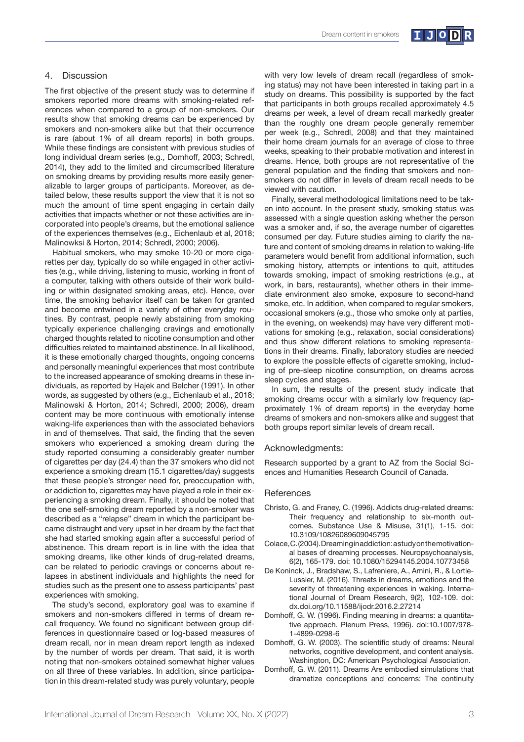## 4. Discussion

The first objective of the present study was to determine if smokers reported more dreams with smoking-related references when compared to a group of non-smokers. Our results show that smoking dreams can be experienced by smokers and non-smokers alike but that their occurrence is rare (about 1% of all dream reports) in both groups. While these findings are consistent with previous studies of long individual dream series (e.g., Domhoff, 2003; Schredl, 2014), they add to the limited and circumscribed literature on smoking dreams by providing results more easily generalizable to larger groups of participants. Moreover, as detailed below, these results support the view that it is not so much the amount of time spent engaging in certain daily activities that impacts whether or not these activities are incorporated into people's dreams, but the emotional salience of the experiences themselves (e.g., Eichenlaub et al, 2018; Malinowksi & Horton, 2014; Schredl, 2000; 2006).

Habitual smokers, who may smoke 10-20 or more cigarettes per day, typically do so while engaged in other activities (e.g., while driving, listening to music, working in front of a computer, talking with others outside of their work building or within designated smoking areas, etc). Hence, over time, the smoking behavior itself can be taken for granted and become entwined in a variety of other everyday routines. By contrast, people newly abstaining from smoking typically experience challenging cravings and emotionally charged thoughts related to nicotine consumption and other difficulties related to maintained abstinence. In all likelihood, it is these emotionally charged thoughts, ongoing concerns and personally meaningful experiences that most contribute to the increased appearance of smoking dreams in these individuals, as reported by Hajek and Belcher (1991). In other words, as suggested by others (e.g., Eichenlaub et al., 2018; Malinowski & Horton, 2014; Schredl, 2000; 2006), dream content may be more continuous with emotionally intense waking-life experiences than with the associated behaviors in and of themselves. That said, the finding that the seven smokers who experienced a smoking dream during the study reported consuming a considerably greater number of cigarettes per day (24.4) than the 37 smokers who did not experience a smoking dream (15.1 cigarettes/day) suggests that these people's stronger need for, preoccupation with, or addiction to, cigarettes may have played a role in their experiencing a smoking dream. Finally, it should be noted that the one self-smoking dream reported by a non-smoker was described as a "relapse" dream in which the participant became distraught and very upset in her dream by the fact that she had started smoking again after a successful period of abstinence. This dream report is in line with the idea that smoking dreams, like other kinds of drug-related dreams, can be related to periodic cravings or concerns about relapses in abstinent individuals and highlights the need for studies such as the present one to assess participants' past experiences with smoking.

The study's second, exploratory goal was to examine if smokers and non-smokers differed in terms of dream recall frequency. We found no significant between group differences in questionnaire based or log-based measures of dream recall, nor in mean dream report length as indexed by the number of words per dream. That said, it is worth noting that non-smokers obtained somewhat higher values on all three of these variables. In addition, since participation in this dream-related study was purely voluntary, people with very low levels of dream recall (regardless of smoking status) may not have been interested in taking part in a study on dreams. This possibility is supported by the fact that participants in both groups recalled approximately 4.5 dreams per week, a level of dream recall markedly greater than the roughly one dream people generally remember per week (e.g., Schredl, 2008) and that they maintained their home dream journals for an average of close to three weeks, speaking to their probable motivation and interest in dreams. Hence, both groups are not representative of the general population and the finding that smokers and non-smokers do not differ in levels of dream recall needs to be viewed with caution.

Finally, several methodological limitations need to be taken into account. In the present study, smoking status was assessed with a single question asking whether the person was a smoker and, if so, the average number of cigarettes consumed per day. Future studies aiming to clarify the nature and content of smoking dreams in relation to waking-life parameters would benefit from additional information, such smoking history, attempts or intentions to quit, attitudes towards smoking, impact of smoking restrictions (e.g., at work, in bars, restaurants), whether others in their immediate environment also smoke, exposure to second-hand smoke, etc. In addition, when compared to regular smokers, occasional smokers (e.g., those who smoke only at parties, in the evening, on weekends) may have very different motivations for smoking (e.g., relaxation, social considerations) and thus show different relations to smoking representations in their dreams. Finally, laboratory studies are needed to explore the possible effects of cigarette smoking, including of pre-sleep nicotine consumption, on dreams across sleep cycles and stages.

In sum, the results of the present study indicate that smoking dreams occur with a similarly low frequency (approximately 1% of dream reports) in the everyday home dreams of smokers and non-smokers alike and suggest that both groups report similar levels of dream recall.

## Acknowledgments:

Research supported by a grant to AZ from the Social Sciences and Humanities Research Council of Canada.

## References

Christo, G. and Franey, C. (1996). Addicts drug-related dreams: Their frequency and relationship to six-month outcomes. Substance Use & Misuse, 31(1), 1-15. doi: 10.3109/10826089609045795

Colace, C. (2004). Dreaming in addiction: a study on the motivational bases of dreaming processes. Neuropsychoanalysis, 6(2), 165-179. doi: 10.1080/15294145.2004.10773458

De Koninck, J., Bradshaw, S., Lafreniere, A., Amini, R., & Lortie-Lussier, M. (2016). Threats in dreams, emotions and the severity of threatening experiences in waking. International Journal of Dream Research, 9(2), 102-109. doi: dx.doi.org/10.11588/ijodr.2016.2.27214

Domhoff, G. W. (1996). Finding meaning in dreams: a quantitative approach. Plenum Press, 1996). doi:10.1007/978-1-4899-0298-6

Domhoff, G. W. (2003). The scientific study of dreams: Neural networks, cognitive development, and content analysis. Washington, DC: American Psychological Association.

Domhoff, G. W. (2011). Dreams Are embodied simulations that dramatize conceptions and concerns: The continuity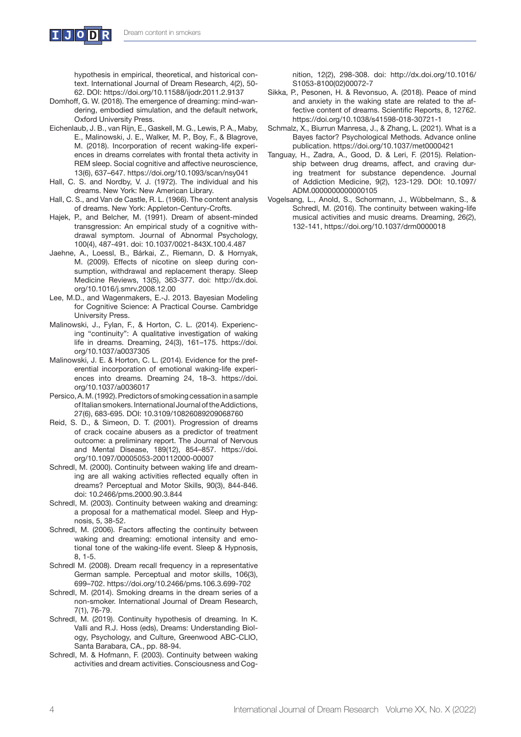hypothesis in empirical, theoretical, and historical context. International Journal of Dream Research, 4(2), 50-62. DOI: https://doi.org/10.11588/ijodr.2011.2.9137

Domhoff, G. W. (2018). The emergence of dreaming: mind-wandering, embodied simulation, and the default network, Oxford University Press.

Eichenlaub, J. B., van Rijn, E., Gaskell, M. G., Lewis, P. A., Maby, E., Malinowski, J. E., Walker, M. P., Boy, F., & Blagrove, M. (2018). Incorporation of recent waking-life experiences in dreams correlates with frontal theta activity in REM sleep. Social cognitive and affective neuroscience, 13(6), 637–647. https://doi.org/10.1093/scan/nsy041

Hall, C. S. and Nordby, V. J. (1972). The individual and his dreams. New York: New American Library.

Hall, C. S., and Van de Castle, R. L. (1966). The content analysis of dreams. New York: Appleton-Century-Crofts.

Hajek, P., and Belcher, M. (1991). Dream of absent-minded transgression: An empirical study of a cognitive withdrawal symptom. Journal of Abnormal Psychology, 100(4), 487-491. doi: 10.1037/0021-843X.100.4.487

Jaehne, A., Loessl, B., Bárkai, Z., Riemann, D. & Hornyak, M. (2009). Effects of nicotine on sleep during consumption, withdrawal and replacement therapy. Sleep Medicine Reviews, 13(5), 363-377. doi: http://dx.doi.org/10.1016/j.smrv.2008.12.00

Lee, M.D., and Wagenmakers, E.-J. 2013. Bayesian Modeling for Cognitive Science: A Practical Course. Cambridge University Press.

Malinowski, J., Fylan, F., & Horton, C. L. (2014). Experiencing "continuity": A qualitative investigation of waking life in dreams. Dreaming, 24(3), 161–175. https://doi.org/10.1037/a0037305

Malinowski, J. E. & Horton, C. L. (2014). Evidence for the preferential incorporation of emotional waking-life experiences into dreams. Dreaming 24, 18–3. https://doi.org/10.1037/a0036017

Persico, A. M. (1992). Predictors of smoking cessation in a sample of Italian smokers. International Journal of the Addictions, 27(6), 683-695. DOI: 10.3109/10826089209068760

Reid, S. D., & Simeon, D. T. (2001). Progression of dreams of crack cocaine abusers as a predictor of treatment outcome: a preliminary report. The Journal of Nervous and Mental Disease, 189(12), 854–857. https://doi.org/10.1097/00005053-200112000-00007

Schredl, M. (2000). Continuity between waking life and dreaming are all waking activities reflected equally often in dreams? Perceptual and Motor Skills, 90(3), 844-846. doi: 10.2466/pms.2000.90.3.844

Schredl, M. (2003). Continuity between waking and dreaming: a proposal for a mathematical model. Sleep and Hypnosis, 5, 38-52.

Schredl, M. (2006). Factors affecting the continuity between waking and dreaming: emotional intensity and emotional tone of the waking-life event. Sleep & Hypnosis, 8, 1-5.

Schredl M. (2008). Dream recall frequency in a representative German sample. Perceptual and motor skills, 106(3), 699–702. https://doi.org/10.2466/pms.106.3.699-702

Schredl, M. (2014). Smoking dreams in the dream series of a non-smoker. International Journal of Dream Research, 7(1), 76-79.

Schredl, M. (2019). Continuity hypothesis of dreaming. In K. Valli and R.J. Hoss (eds), Dreams: Understanding Biology, Psychology, and Culture, Greenwood ABC-CLIO, Santa Barabara, CA., pp. 88-94.

Schredl, M. & Hofmann, F. (2003). Continuity between waking activities and dream activities. Consciousness and Cognition, 12(2), 298-308. doi: http://dx.doi.org/10.1016/S1053-8100(02)00072-7

Sikka, P., Pesonen, H. & Revonsuo, A. (2018). Peace of mind and anxiety in the waking state are related to the affective content of dreams. Scientific Reports, 8, 12762. https://doi.org/10.1038/s41598-018-30721-1

Schmalz, X., Biurrun Manresa, J., & Zhang, L. (2021). What is a Bayes factor? Psychological Methods. Advance online publication. https://doi.org/10.1037/met0000421

Tanguay, H., Zadra, A., Good, D. & Leri, F. (2015). Relationship between drug dreams, affect, and craving during treatment for substance dependence. Journal of Addiction Medicine, 9(2), 123-129. DOI: 10.1097/ADM.0000000000000105

Vogelsang, L., Anold, S., Schormann, J., Wübbelmann, S., & Schredl, M. (2016). The continuity between waking-life musical activities and music dreams. Dreaming, 26(2), 132-141, https://doi.org/10.1037/drm0000018